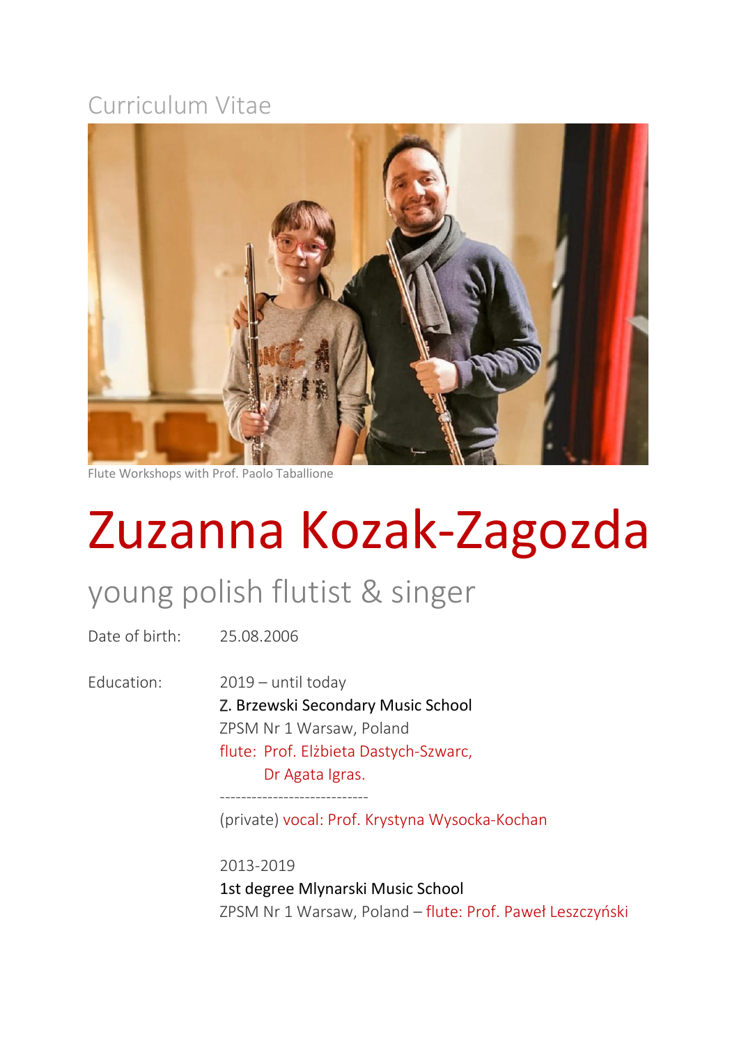Curriculum Vitae

Flute Workshops with Prof. Paolo Taballione

# Zuzanna Kozak-Zagozda

## young polish flutist & singer

Date of birth: 25.08.2006

Education:

2019 – until today
Z. Brzewski Secondary Music School
ZPSM Nr 1 Warsaw, Poland
flute: Prof. Elżbieta Dastych-Szwarc,
Dr Agata Igras.

----------------------------

(private) vocal: Prof. Krystyna Wysocka-Kochan

2013-2019
1st degree Mlynarski Music School
ZPSM Nr 1 Warsaw, Poland – flute: Prof. Paweł Leszczyński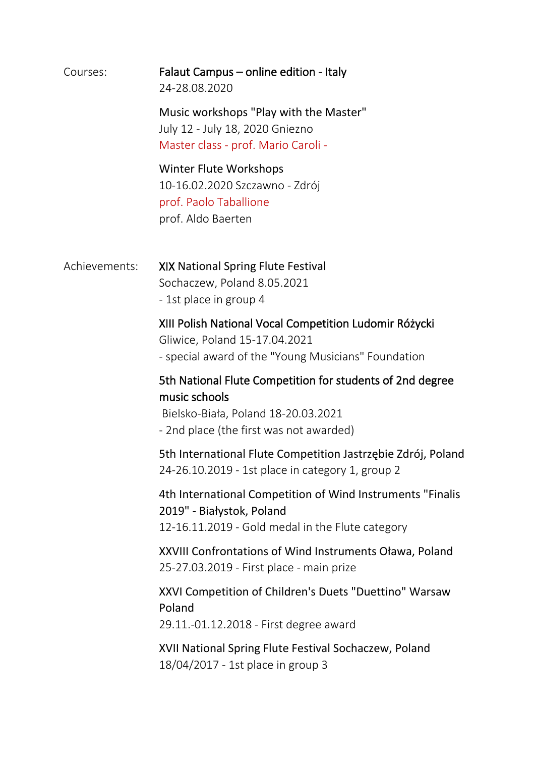**Courses:**

Falaut Campus – online edition - Italy
24-28.08.2020

Music workshops "Play with the Master"
July 12 - July 18, 2020 Gniezno
Master class - prof. Mario Caroli -

Winter Flute Workshops
10-16.02.2020 Szczawno - Zdrój
prof. Paolo Taballione
prof. Aldo Baerten

**Achievements:**

XIX National Spring Flute Festival
Sochaczew, Poland 8.05.2021
- 1st place in group 4

XIII Polish National Vocal Competition Ludomir Różycki
Gliwice, Poland 15-17.04.2021
- special award of the "Young Musicians" Foundation

5th National Flute Competition for students of 2nd degree music schools
Bielsko-Biała, Poland 18-20.03.2021
- 2nd place (the first was not awarded)

5th International Flute Competition Jastrzębie Zdrój, Poland
24-26.10.2019 - 1st place in category 1, group 2

4th International Competition of Wind Instruments "Finalis 2019" - Białystok, Poland
12-16.11.2019 - Gold medal in the Flute category

XXVIII Confrontations of Wind Instruments Oława, Poland
25-27.03.2019 - First place - main prize

XXVI Competition of Children's Duets "Duettino" Warsaw Poland
29.11.-01.12.2018 - First degree award

XVII National Spring Flute Festival Sochaczew, Poland
18/04/2017 - 1st place in group 3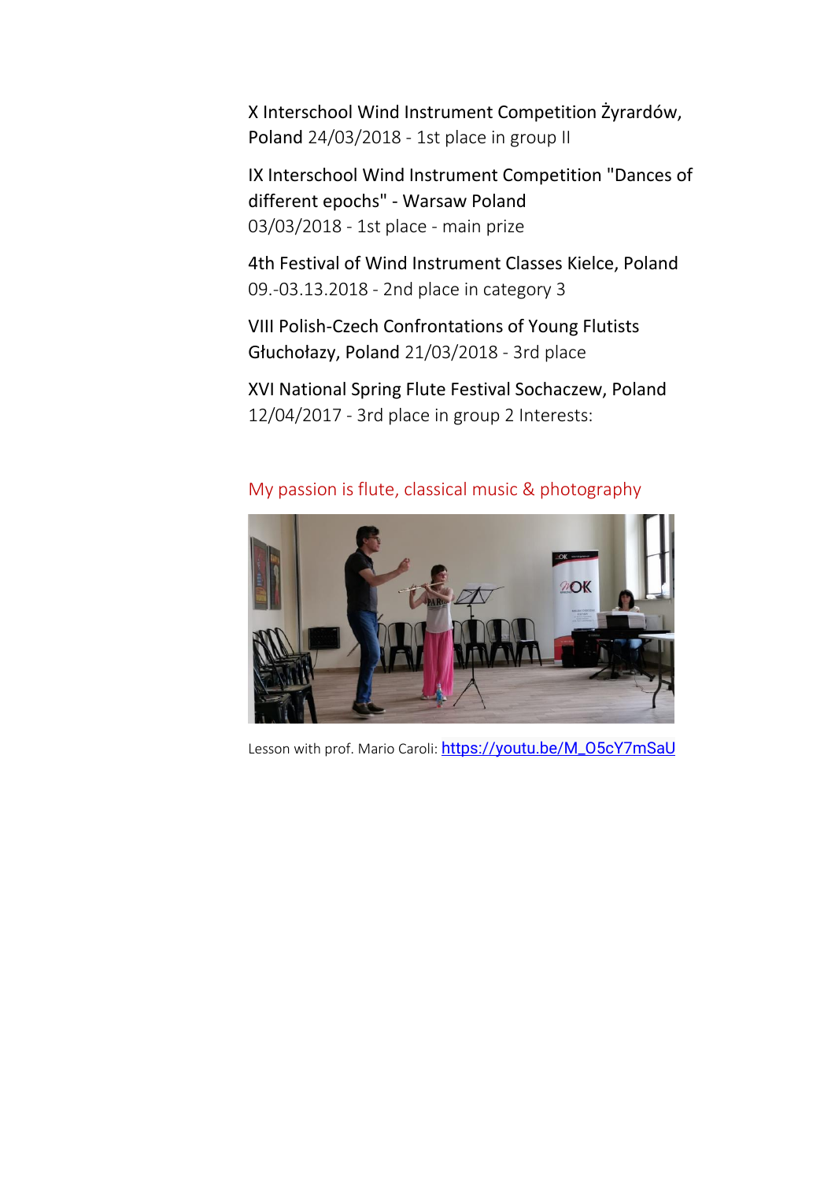X Interschool Wind Instrument Competition Żyrardów, Poland 24/03/2018 - 1st place in group II

IX Interschool Wind Instrument Competition "Dances of different epochs" - Warsaw Poland
03/03/2018 - 1st place - main prize

4th Festival of Wind Instrument Classes Kielce, Poland
09.-03.13.2018 - 2nd place in category 3

VIII Polish-Czech Confrontations of Young Flutists Głuchołazy, Poland 21/03/2018 - 3rd place

XVI National Spring Flute Festival Sochaczew, Poland
12/04/2017 - 3rd place in group 2 Interests:

My passion is flute, classical music & photography

Lesson with prof. Mario Caroli: https://youtu.be/M_O5cY7mSaU